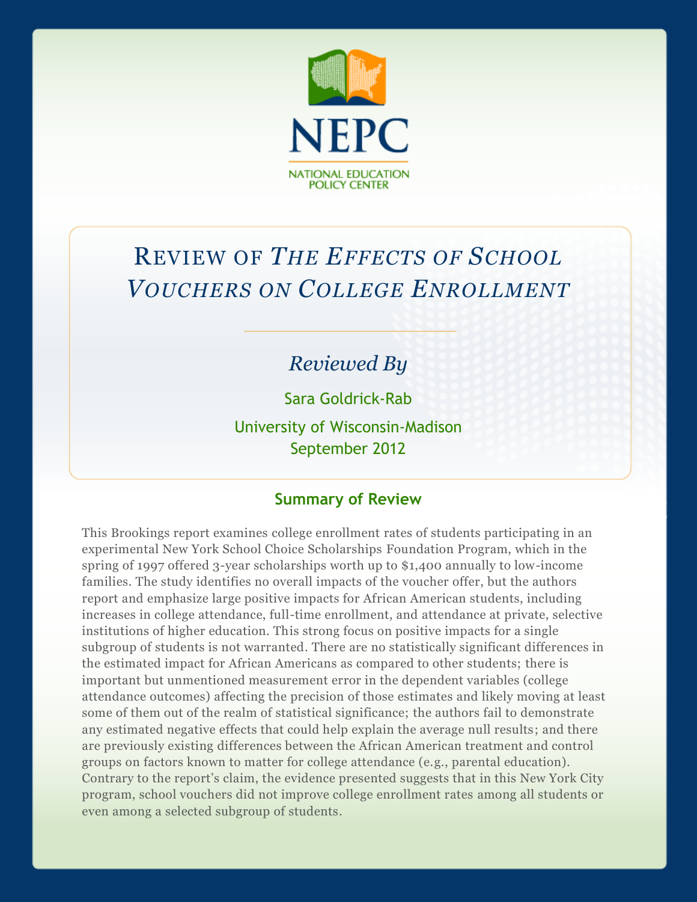NEPC

NATIONAL EDUCATION POLICY CENTER

# Review of *The Effects of School Vouchers on College Enrollment*

*Reviewed By*

Sara Goldrick-Rab

University of Wisconsin-Madison

September 2012

## Summary of Review

This Brookings report examines college enrollment rates of students participating in an experimental New York School Choice Scholarships Foundation Program, which in the spring of 1997 offered 3-year scholarships worth up to $1,400 annually to low-income families. The study identifies no overall impacts of the voucher offer, but the authors report and emphasize large positive impacts for African American students, including increases in college attendance, full-time enrollment, and attendance at private, selective institutions of higher education. This strong focus on positive impacts for a single subgroup of students is not warranted. There are no statistically significant differences in the estimated impact for African Americans as compared to other students; there is important but unmentioned measurement error in the dependent variables (college attendance outcomes) affecting the precision of those estimates and likely moving at least some of them out of the realm of statistical significance; the authors fail to demonstrate any estimated negative effects that could help explain the average null results; and there are previously existing differences between the African American treatment and control groups on factors known to matter for college attendance (e.g., parental education). Contrary to the report's claim, the evidence presented suggests that in this New York City program, school vouchers did not improve college enrollment rates among all students or even among a selected subgroup of students.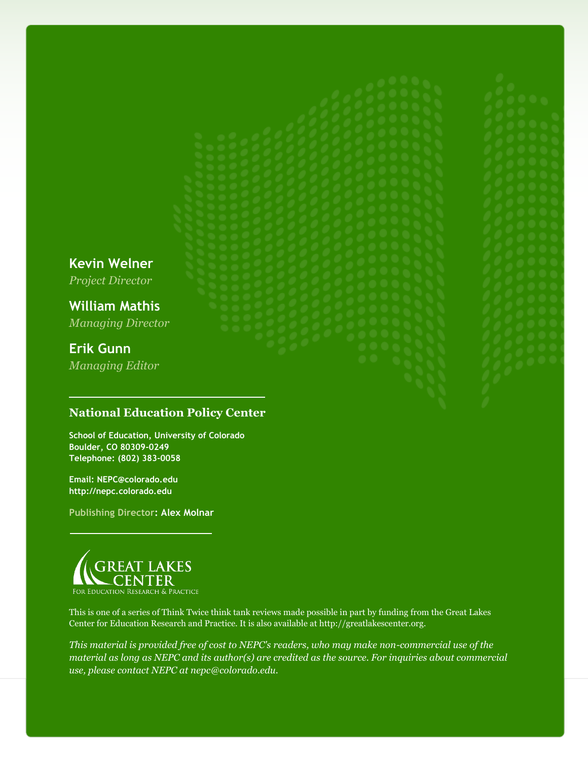**Kevin Welner**
*Project Director*

**William Mathis**
*Managing Director*

**Erik Gunn**
*Managing Editor*

---

**National Education Policy Center**

**School of Education, University of Colorado**
**Boulder, CO 80309-0249**
**Telephone: (802) 383-0058**

**Email: NEPC@colorado.edu**
**http://nepc.colorado.edu**

**Publishing Director: Alex Molnar**

---

GREAT LAKES CENTER
For Education Research & Practice

This is one of a series of Think Twice think tank reviews made possible in part by funding from the Great Lakes Center for Education Research and Practice. It is also available at http://greatlakescenter.org.

*This material is provided free of cost to NEPC's readers, who may make non-commercial use of the material as long as NEPC and its author(s) are credited as the source. For inquiries about commercial use, please contact NEPC at nepc@colorado.edu.*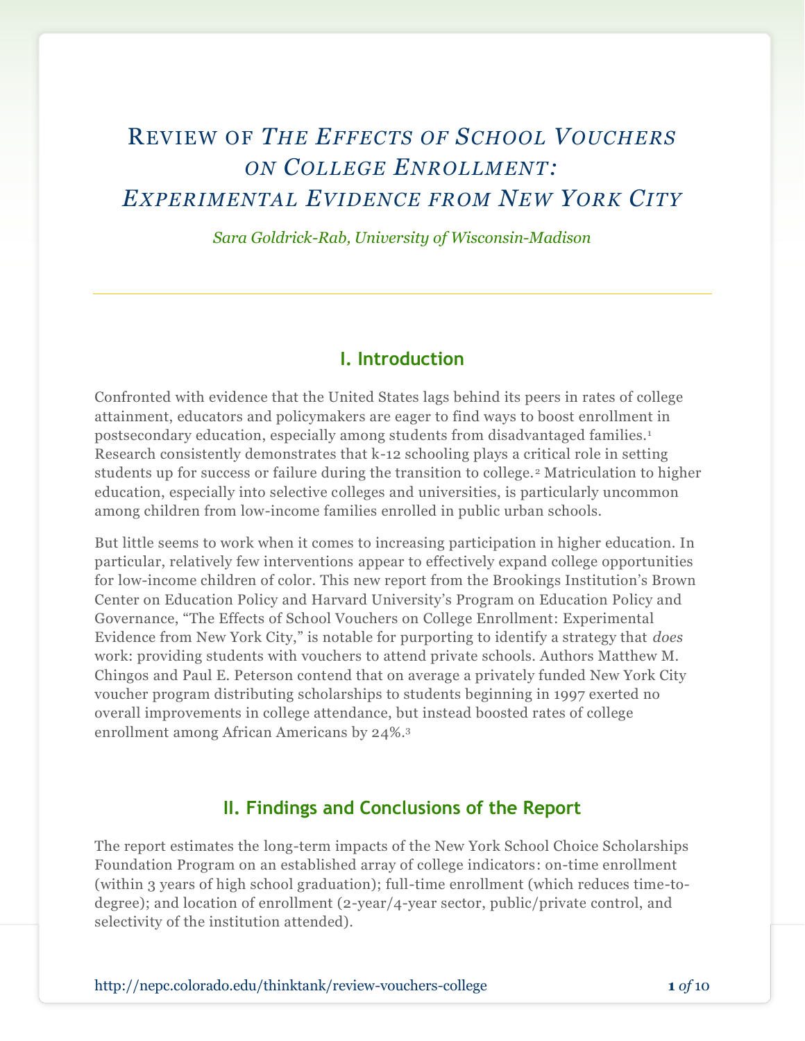# Review of *The Effects of School Vouchers on College Enrollment: Experimental Evidence from New York City*

*Sara Goldrick-Rab, University of Wisconsin-Madison*

## I. Introduction

Confronted with evidence that the United States lags behind its peers in rates of college attainment, educators and policymakers are eager to find ways to boost enrollment in postsecondary education, especially among students from disadvantaged families.[1] Research consistently demonstrates that k-12 schooling plays a critical role in setting students up for success or failure during the transition to college.[2] Matriculation to higher education, especially into selective colleges and universities, is particularly uncommon among children from low-income families enrolled in public urban schools.

But little seems to work when it comes to increasing participation in higher education. In particular, relatively few interventions appear to effectively expand college opportunities for low-income children of color. This new report from the Brookings Institution's Brown Center on Education Policy and Harvard University's Program on Education Policy and Governance, "The Effects of School Vouchers on College Enrollment: Experimental Evidence from New York City," is notable for purporting to identify a strategy that *does* work: providing students with vouchers to attend private schools. Authors Matthew M. Chingos and Paul E. Peterson contend that on average a privately funded New York City voucher program distributing scholarships to students beginning in 1997 exerted no overall improvements in college attendance, but instead boosted rates of college enrollment among African Americans by 24%.[3]

## II. Findings and Conclusions of the Report

The report estimates the long-term impacts of the New York School Choice Scholarships Foundation Program on an established array of college indicators: on-time enrollment (within 3 years of high school graduation); full-time enrollment (which reduces time-to-degree); and location of enrollment (2-year/4-year sector, public/private control, and selectivity of the institution attended).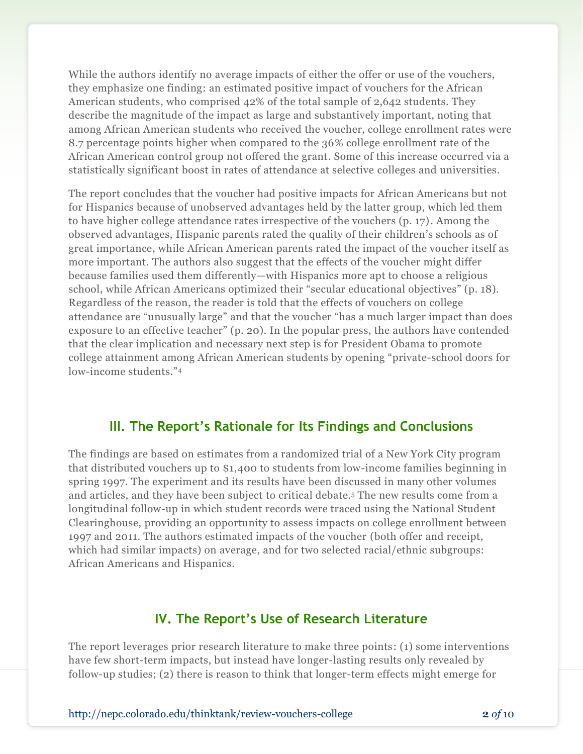While the authors identify no average impacts of either the offer or use of the vouchers, they emphasize one finding: an estimated positive impact of vouchers for the African American students, who comprised 42% of the total sample of 2,642 students. They describe the magnitude of the impact as large and substantively important, noting that among African American students who received the voucher, college enrollment rates were 8.7 percentage points higher when compared to the 36% college enrollment rate of the African American control group not offered the grant. Some of this increase occurred via a statistically significant boost in rates of attendance at selective colleges and universities.

The report concludes that the voucher had positive impacts for African Americans but not for Hispanics because of unobserved advantages held by the latter group, which led them to have higher college attendance rates irrespective of the vouchers (p. 17). Among the observed advantages, Hispanic parents rated the quality of their children's schools as of great importance, while African American parents rated the impact of the voucher itself as more important. The authors also suggest that the effects of the voucher might differ because families used them differently—with Hispanics more apt to choose a religious school, while African Americans optimized their "secular educational objectives" (p. 18). Regardless of the reason, the reader is told that the effects of vouchers on college attendance are "unusually large" and that the voucher "has a much larger impact than does exposure to an effective teacher" (p. 20). In the popular press, the authors have contended that the clear implication and necessary next step is for President Obama to promote college attainment among African American students by opening "private-school doors for low-income students."[4]

## III. The Report's Rationale for Its Findings and Conclusions

The findings are based on estimates from a randomized trial of a New York City program that distributed vouchers up to $1,400 to students from low-income families beginning in spring 1997. The experiment and its results have been discussed in many other volumes and articles, and they have been subject to critical debate.[5] The new results come from a longitudinal follow-up in which student records were traced using the National Student Clearinghouse, providing an opportunity to assess impacts on college enrollment between 1997 and 2011. The authors estimated impacts of the voucher (both offer and receipt, which had similar impacts) on average, and for two selected racial/ethnic subgroups: African Americans and Hispanics.

## IV. The Report's Use of Research Literature

The report leverages prior research literature to make three points: (1) some interventions have few short-term impacts, but instead have longer-lasting results only revealed by follow-up studies; (2) there is reason to think that longer-term effects might emerge for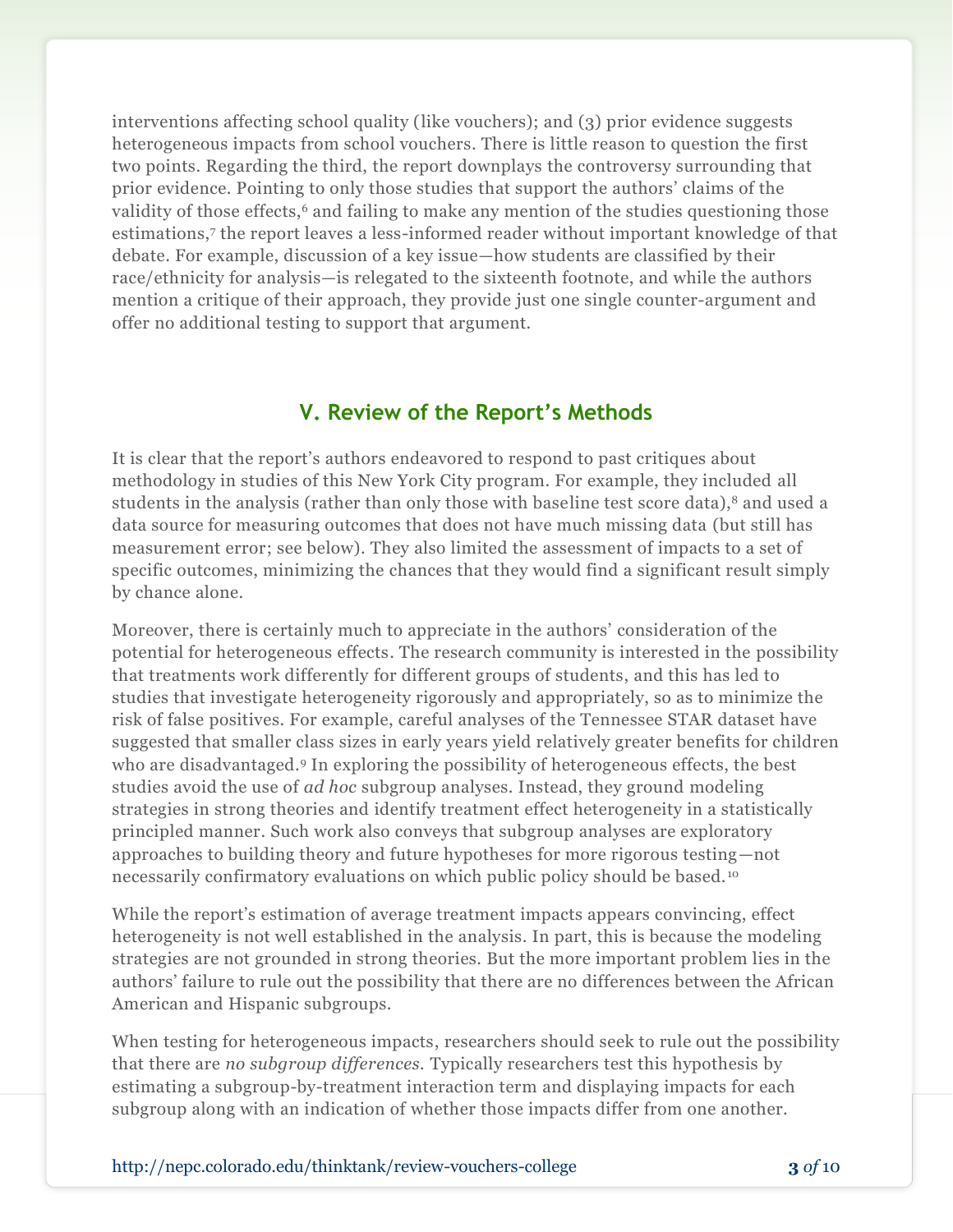interventions affecting school quality (like vouchers); and (3) prior evidence suggests heterogeneous impacts from school vouchers. There is little reason to question the first two points. Regarding the third, the report downplays the controversy surrounding that prior evidence. Pointing to only those studies that support the authors' claims of the validity of those effects,[6] and failing to make any mention of the studies questioning those estimations,[7] the report leaves a less-informed reader without important knowledge of that debate. For example, discussion of a key issue—how students are classified by their race/ethnicity for analysis—is relegated to the sixteenth footnote, and while the authors mention a critique of their approach, they provide just one single counter-argument and offer no additional testing to support that argument.

## V. Review of the Report's Methods

It is clear that the report's authors endeavored to respond to past critiques about methodology in studies of this New York City program. For example, they included all students in the analysis (rather than only those with baseline test score data),[8] and used a data source for measuring outcomes that does not have much missing data (but still has measurement error; see below). They also limited the assessment of impacts to a set of specific outcomes, minimizing the chances that they would find a significant result simply by chance alone.

Moreover, there is certainly much to appreciate in the authors' consideration of the potential for heterogeneous effects. The research community is interested in the possibility that treatments work differently for different groups of students, and this has led to studies that investigate heterogeneity rigorously and appropriately, so as to minimize the risk of false positives. For example, careful analyses of the Tennessee STAR dataset have suggested that smaller class sizes in early years yield relatively greater benefits for children who are disadvantaged.[9] In exploring the possibility of heterogeneous effects, the best studies avoid the use of *ad hoc* subgroup analyses. Instead, they ground modeling strategies in strong theories and identify treatment effect heterogeneity in a statistically principled manner. Such work also conveys that subgroup analyses are exploratory approaches to building theory and future hypotheses for more rigorous testing—not necessarily confirmatory evaluations on which public policy should be based.[10]

While the report's estimation of average treatment impacts appears convincing, effect heterogeneity is not well established in the analysis. In part, this is because the modeling strategies are not grounded in strong theories. But the more important problem lies in the authors' failure to rule out the possibility that there are no differences between the African American and Hispanic subgroups.

When testing for heterogeneous impacts, researchers should seek to rule out the possibility that there are *no subgroup differences*. Typically researchers test this hypothesis by estimating a subgroup-by-treatment interaction term and displaying impacts for each subgroup along with an indication of whether those impacts differ from one another.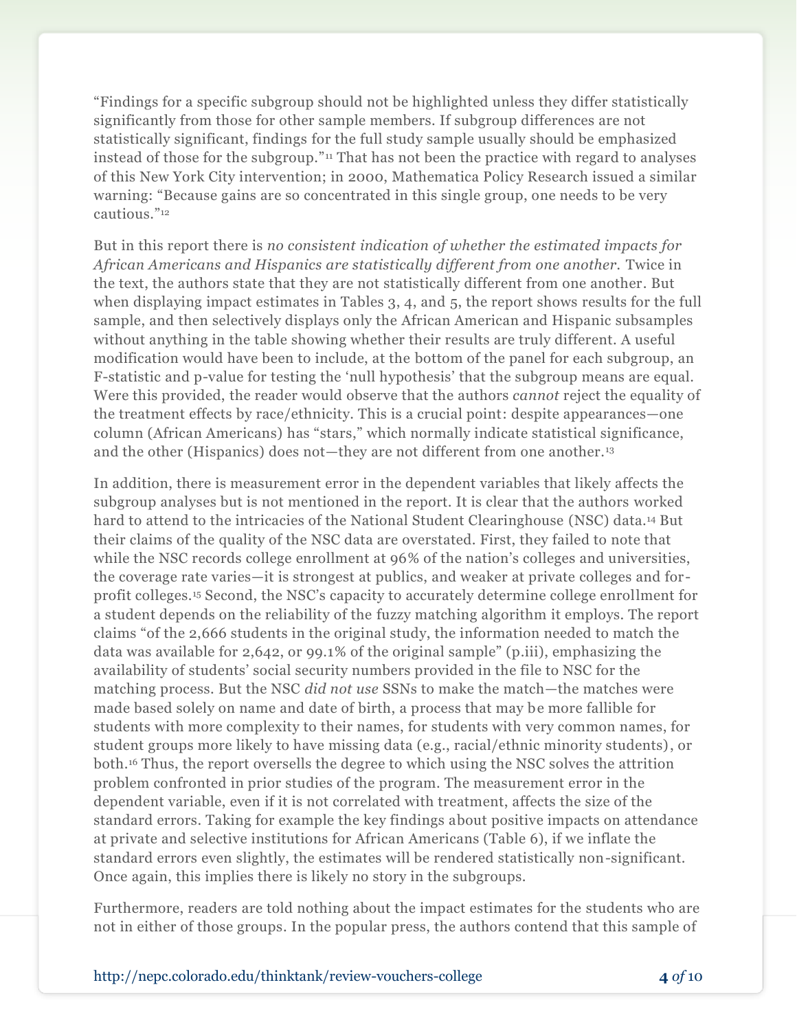"Findings for a specific subgroup should not be highlighted unless they differ statistically significantly from those for other sample members. If subgroup differences are not statistically significant, findings for the full study sample usually should be emphasized instead of those for the subgroup."[11] That has not been the practice with regard to analyses of this New York City intervention; in 2000, Mathematica Policy Research issued a similar warning: "Because gains are so concentrated in this single group, one needs to be very cautious."[12]

But in this report there is *no consistent indication of whether the estimated impacts for African Americans and Hispanics are statistically different from one another.* Twice in the text, the authors state that they are not statistically different from one another. But when displaying impact estimates in Tables 3, 4, and 5, the report shows results for the full sample, and then selectively displays only the African American and Hispanic subsamples without anything in the table showing whether their results are truly different. A useful modification would have been to include, at the bottom of the panel for each subgroup, an F-statistic and p-value for testing the 'null hypothesis' that the subgroup means are equal. Were this provided, the reader would observe that the authors *cannot* reject the equality of the treatment effects by race/ethnicity. This is a crucial point: despite appearances—one column (African Americans) has "stars," which normally indicate statistical significance, and the other (Hispanics) does not—they are not different from one another.[13]

In addition, there is measurement error in the dependent variables that likely affects the subgroup analyses but is not mentioned in the report. It is clear that the authors worked hard to attend to the intricacies of the National Student Clearinghouse (NSC) data.[14] But their claims of the quality of the NSC data are overstated. First, they failed to note that while the NSC records college enrollment at 96% of the nation's colleges and universities, the coverage rate varies—it is strongest at publics, and weaker at private colleges and for-profit colleges.[15] Second, the NSC's capacity to accurately determine college enrollment for a student depends on the reliability of the fuzzy matching algorithm it employs. The report claims "of the 2,666 students in the original study, the information needed to match the data was available for 2,642, or 99.1% of the original sample" (p.iii), emphasizing the availability of students' social security numbers provided in the file to NSC for the matching process. But the NSC *did not use* SSNs to make the match—the matches were made based solely on name and date of birth, a process that may be more fallible for students with more complexity to their names, for students with very common names, for student groups more likely to have missing data (e.g., racial/ethnic minority students), or both.[16] Thus, the report oversells the degree to which using the NSC solves the attrition problem confronted in prior studies of the program. The measurement error in the dependent variable, even if it is not correlated with treatment, affects the size of the standard errors. Taking for example the key findings about positive impacts on attendance at private and selective institutions for African Americans (Table 6), if we inflate the standard errors even slightly, the estimates will be rendered statistically non-significant. Once again, this implies there is likely no story in the subgroups.

Furthermore, readers are told nothing about the impact estimates for the students who are not in either of those groups. In the popular press, the authors contend that this sample of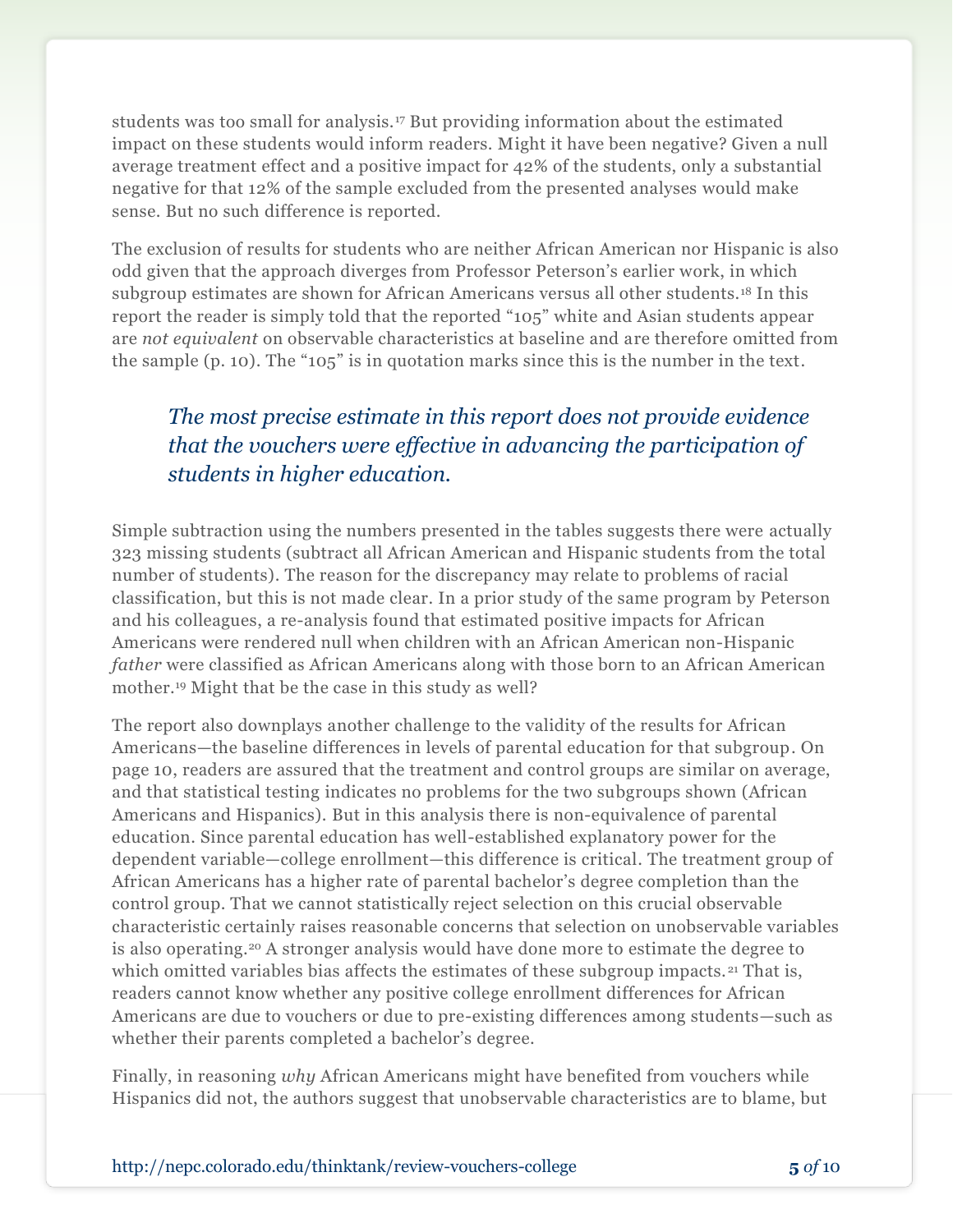students was too small for analysis.[17] But providing information about the estimated impact on these students would inform readers. Might it have been negative? Given a null average treatment effect and a positive impact for 42% of the students, only a substantial negative for that 12% of the sample excluded from the presented analyses would make sense. But no such difference is reported.

The exclusion of results for students who are neither African American nor Hispanic is also odd given that the approach diverges from Professor Peterson's earlier work, in which subgroup estimates are shown for African Americans versus all other students.[18] In this report the reader is simply told that the reported "105" white and Asian students appear are *not equivalent* on observable characteristics at baseline and are therefore omitted from the sample (p. 10). The "105" is in quotation marks since this is the number in the text.

> *The most precise estimate in this report does not provide evidence that the vouchers were effective in advancing the participation of students in higher education.*

Simple subtraction using the numbers presented in the tables suggests there were actually 323 missing students (subtract all African American and Hispanic students from the total number of students). The reason for the discrepancy may relate to problems of racial classification, but this is not made clear. In a prior study of the same program by Peterson and his colleagues, a re-analysis found that estimated positive impacts for African Americans were rendered null when children with an African American non-Hispanic *father* were classified as African Americans along with those born to an African American mother.[19] Might that be the case in this study as well?

The report also downplays another challenge to the validity of the results for African Americans—the baseline differences in levels of parental education for that subgroup. On page 10, readers are assured that the treatment and control groups are similar on average, and that statistical testing indicates no problems for the two subgroups shown (African Americans and Hispanics). But in this analysis there is non-equivalence of parental education. Since parental education has well-established explanatory power for the dependent variable—college enrollment—this difference is critical. The treatment group of African Americans has a higher rate of parental bachelor's degree completion than the control group. That we cannot statistically reject selection on this crucial observable characteristic certainly raises reasonable concerns that selection on unobservable variables is also operating.[20] A stronger analysis would have done more to estimate the degree to which omitted variables bias affects the estimates of these subgroup impacts.[21] That is, readers cannot know whether any positive college enrollment differences for African Americans are due to vouchers or due to pre-existing differences among students—such as whether their parents completed a bachelor's degree.

Finally, in reasoning *why* African Americans might have benefited from vouchers while Hispanics did not, the authors suggest that unobservable characteristics are to blame, but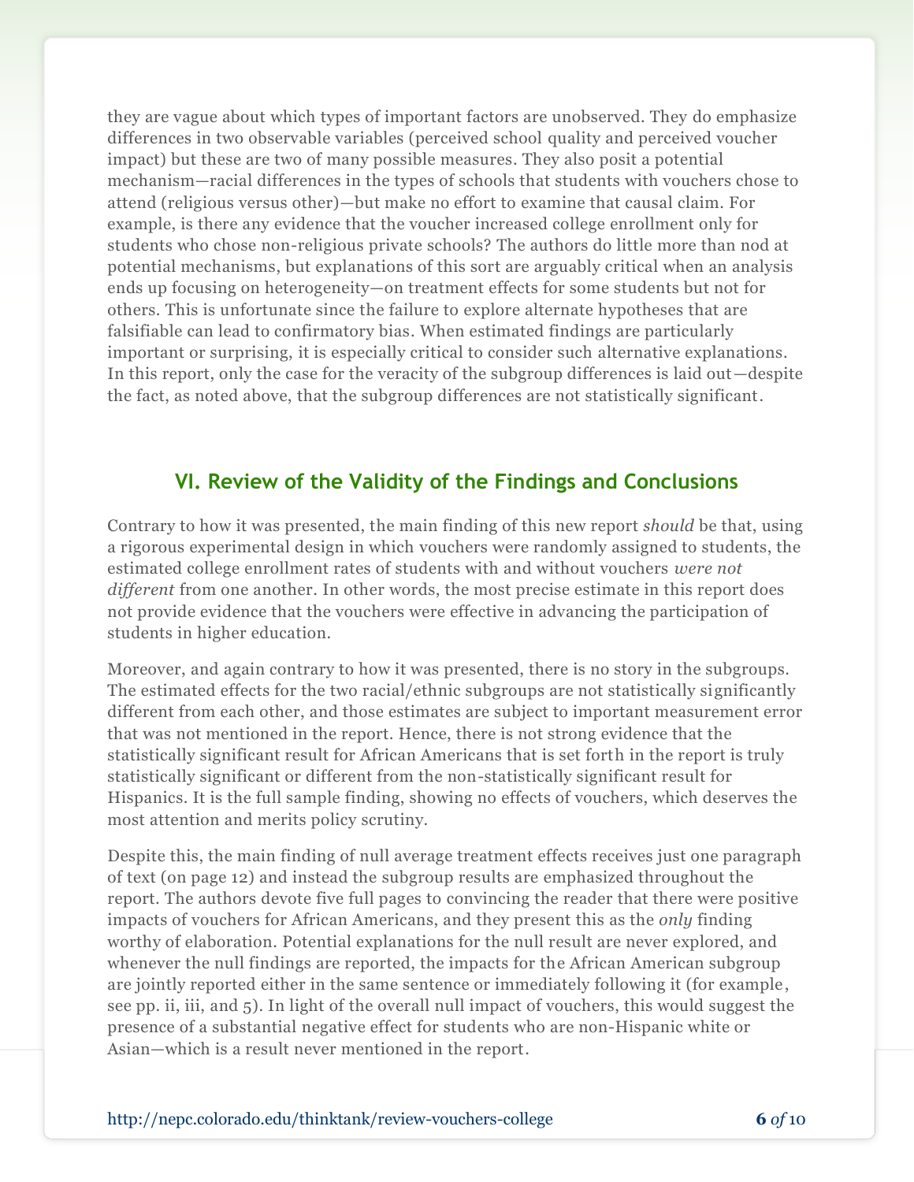they are vague about which types of important factors are unobserved. They do emphasize differences in two observable variables (perceived school quality and perceived voucher impact) but these are two of many possible measures. They also posit a potential mechanism—racial differences in the types of schools that students with vouchers chose to attend (religious versus other)—but make no effort to examine that causal claim. For example, is there any evidence that the voucher increased college enrollment only for students who chose non-religious private schools? The authors do little more than nod at potential mechanisms, but explanations of this sort are arguably critical when an analysis ends up focusing on heterogeneity—on treatment effects for some students but not for others. This is unfortunate since the failure to explore alternate hypotheses that are falsifiable can lead to confirmatory bias. When estimated findings are particularly important or surprising, it is especially critical to consider such alternative explanations. In this report, only the case for the veracity of the subgroup differences is laid out—despite the fact, as noted above, that the subgroup differences are not statistically significant.

## VI. Review of the Validity of the Findings and Conclusions

Contrary to how it was presented, the main finding of this new report *should* be that, using a rigorous experimental design in which vouchers were randomly assigned to students, the estimated college enrollment rates of students with and without vouchers *were not different* from one another. In other words, the most precise estimate in this report does not provide evidence that the vouchers were effective in advancing the participation of students in higher education.

Moreover, and again contrary to how it was presented, there is no story in the subgroups. The estimated effects for the two racial/ethnic subgroups are not statistically significantly different from each other, and those estimates are subject to important measurement error that was not mentioned in the report. Hence, there is not strong evidence that the statistically significant result for African Americans that is set forth in the report is truly statistically significant or different from the non-statistically significant result for Hispanics. It is the full sample finding, showing no effects of vouchers, which deserves the most attention and merits policy scrutiny.

Despite this, the main finding of null average treatment effects receives just one paragraph of text (on page 12) and instead the subgroup results are emphasized throughout the report. The authors devote five full pages to convincing the reader that there were positive impacts of vouchers for African Americans, and they present this as the *only* finding worthy of elaboration. Potential explanations for the null result are never explored, and whenever the null findings are reported, the impacts for the African American subgroup are jointly reported either in the same sentence or immediately following it (for example, see pp. ii, iii, and 5). In light of the overall null impact of vouchers, this would suggest the presence of a substantial negative effect for students who are non-Hispanic white or Asian—which is a result never mentioned in the report.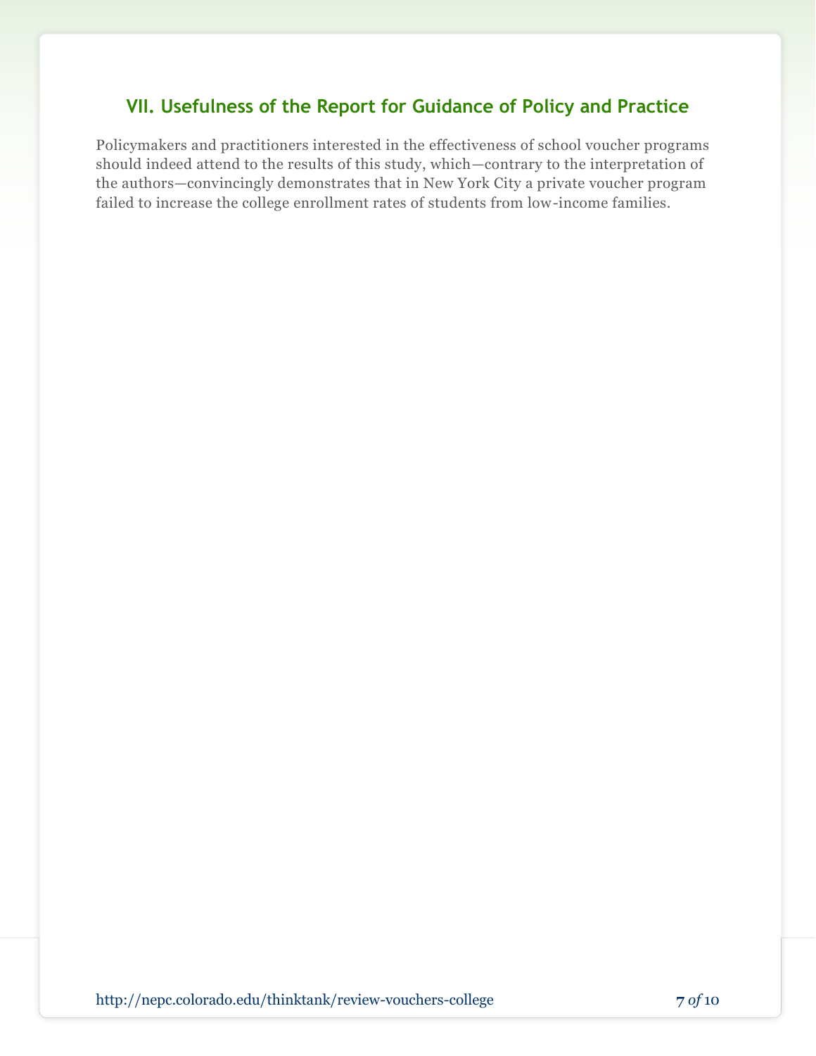## VII. Usefulness of the Report for Guidance of Policy and Practice

Policymakers and practitioners interested in the effectiveness of school voucher programs should indeed attend to the results of this study, which—contrary to the interpretation of the authors—convincingly demonstrates that in New York City a private voucher program failed to increase the college enrollment rates of students from low-income families.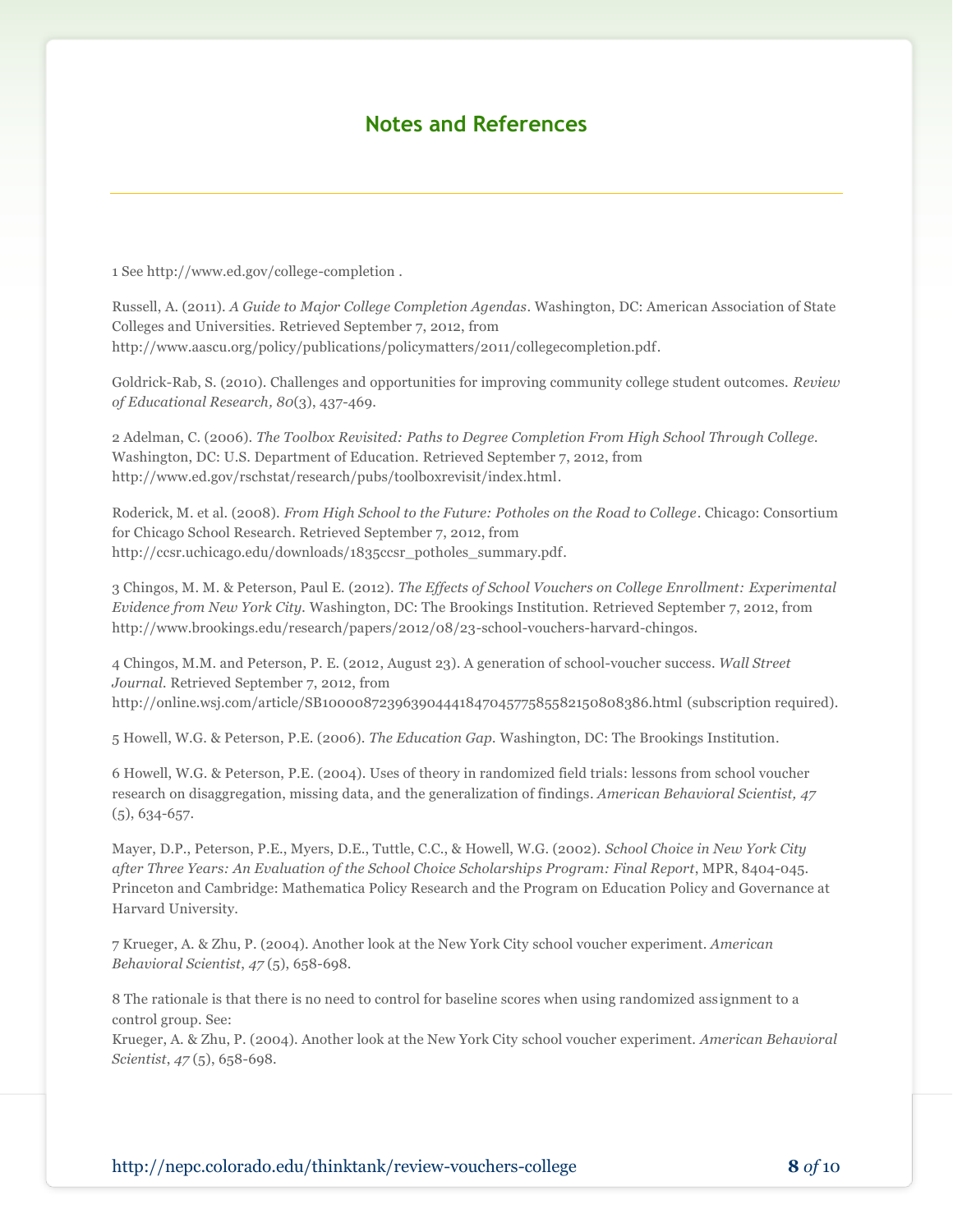## Notes and References

1 See http://www.ed.gov/college-completion .

Russell, A. (2011). *A Guide to Major College Completion Agendas*. Washington, DC: American Association of State Colleges and Universities. Retrieved September 7, 2012, from http://www.aascu.org/policy/publications/policymatters/2011/collegecompletion.pdf.

Goldrick-Rab, S. (2010). Challenges and opportunities for improving community college student outcomes. *Review of Educational Research, 80*(3), 437-469.

2 Adelman, C. (2006). *The Toolbox Revisited: Paths to Degree Completion From High School Through College*. Washington, DC: U.S. Department of Education. Retrieved September 7, 2012, from http://www.ed.gov/rschstat/research/pubs/toolboxrevisit/index.html.

Roderick, M. et al. (2008). *From High School to the Future: Potholes on the Road to College*. Chicago: Consortium for Chicago School Research. Retrieved September 7, 2012, from http://ccsr.uchicago.edu/downloads/1835ccsr_potholes_summary.pdf.

3 Chingos, M. M. & Peterson, Paul E. (2012). *The Effects of School Vouchers on College Enrollment: Experimental Evidence from New York City*. Washington, DC: The Brookings Institution. Retrieved September 7, 2012, from http://www.brookings.edu/research/papers/2012/08/23-school-vouchers-harvard-chingos.

4 Chingos, M.M. and Peterson, P. E. (2012, August 23). A generation of school-voucher success. *Wall Street Journal*. Retrieved September 7, 2012, from http://online.wsj.com/article/SB10000872396390444184704577585582150808386.html (subscription required).

5 Howell, W.G. & Peterson, P.E. (2006). *The Education Gap*. Washington, DC: The Brookings Institution.

6 Howell, W.G. & Peterson, P.E. (2004). Uses of theory in randomized field trials: lessons from school voucher research on disaggregation, missing data, and the generalization of findings. *American Behavioral Scientist, 47* (5), 634-657.

Mayer, D.P., Peterson, P.E., Myers, D.E., Tuttle, C.C., & Howell, W.G. (2002). *School Choice in New York City after Three Years: An Evaluation of the School Choice Scholarships Program: Final Report*, MPR, 8404-045. Princeton and Cambridge: Mathematica Policy Research and the Program on Education Policy and Governance at Harvard University.

7 Krueger, A. & Zhu, P. (2004). Another look at the New York City school voucher experiment. *American Behavioral Scientist*, *47* (5), 658-698.

8 The rationale is that there is no need to control for baseline scores when using randomized assignment to a control group. See:
Krueger, A. & Zhu, P. (2004). Another look at the New York City school voucher experiment. *American Behavioral Scientist*, *47* (5), 658-698.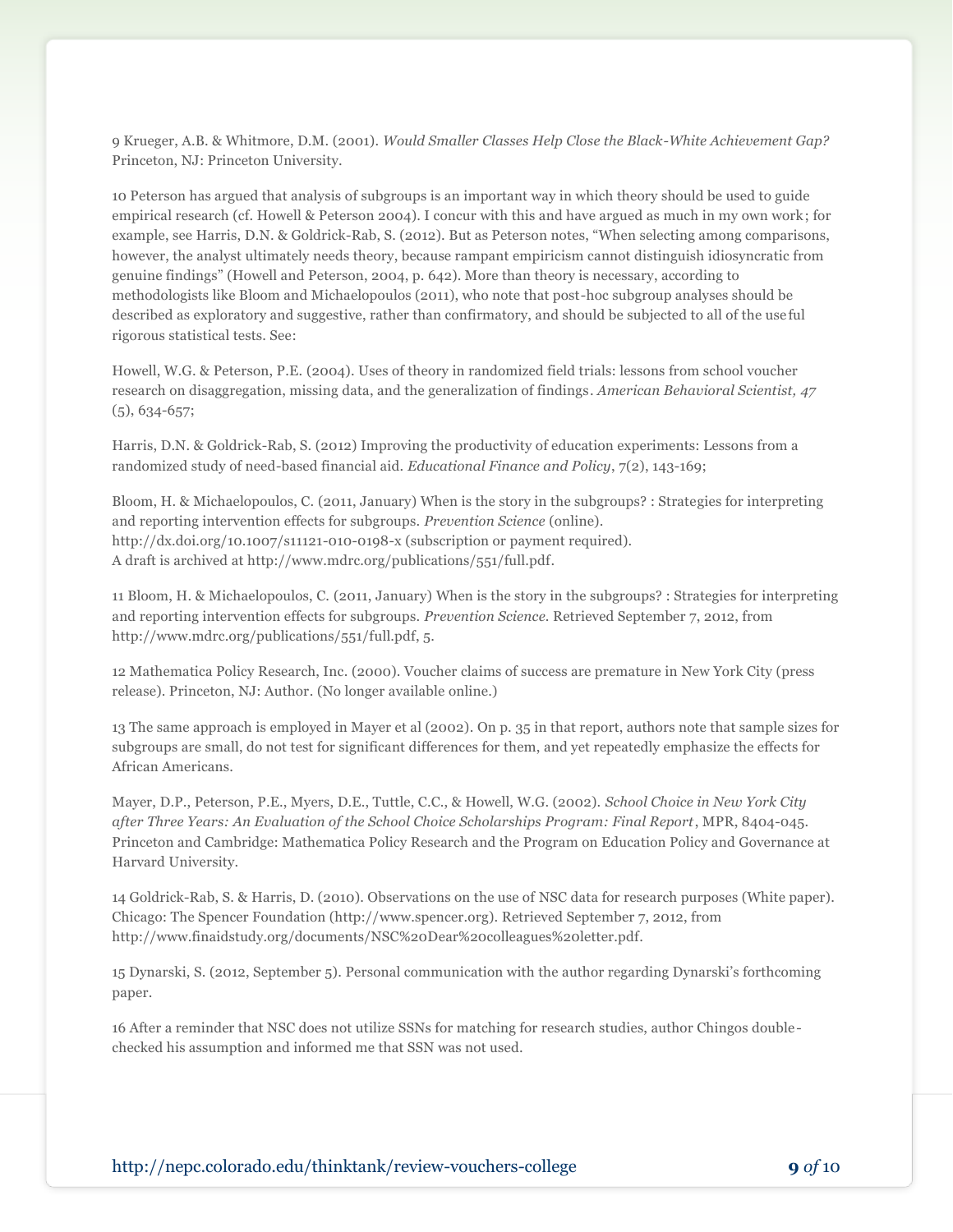9 Krueger, A.B. & Whitmore, D.M. (2001). *Would Smaller Classes Help Close the Black-White Achievement Gap?* Princeton, NJ: Princeton University.

10 Peterson has argued that analysis of subgroups is an important way in which theory should be used to guide empirical research (cf. Howell & Peterson 2004). I concur with this and have argued as much in my own work; for example, see Harris, D.N. & Goldrick-Rab, S. (2012). But as Peterson notes, "When selecting among comparisons, however, the analyst ultimately needs theory, because rampant empiricism cannot distinguish idiosyncratic from genuine findings" (Howell and Peterson, 2004, p. 642). More than theory is necessary, according to methodologists like Bloom and Michaelopoulos (2011), who note that post-hoc subgroup analyses should be described as exploratory and suggestive, rather than confirmatory, and should be subjected to all of the useful rigorous statistical tests. See:

Howell, W.G. & Peterson, P.E. (2004). Uses of theory in randomized field trials: lessons from school voucher research on disaggregation, missing data, and the generalization of findings. *American Behavioral Scientist, 47* (5), 634-657;

Harris, D.N. & Goldrick-Rab, S. (2012) Improving the productivity of education experiments: Lessons from a randomized study of need-based financial aid. *Educational Finance and Policy*, 7(2), 143-169;

Bloom, H. & Michaelopoulos, C. (2011, January) When is the story in the subgroups? : Strategies for interpreting and reporting intervention effects for subgroups. *Prevention Science* (online). http://dx.doi.org/10.1007/s11121-010-0198-x (subscription or payment required). A draft is archived at http://www.mdrc.org/publications/551/full.pdf.

11 Bloom, H. & Michaelopoulos, C. (2011, January) When is the story in the subgroups? : Strategies for interpreting and reporting intervention effects for subgroups. *Prevention Science*. Retrieved September 7, 2012, from http://www.mdrc.org/publications/551/full.pdf, 5.

12 Mathematica Policy Research, Inc. (2000). Voucher claims of success are premature in New York City (press release). Princeton, NJ: Author. (No longer available online.)

13 The same approach is employed in Mayer et al (2002). On p. 35 in that report, authors note that sample sizes for subgroups are small, do not test for significant differences for them, and yet repeatedly emphasize the effects for African Americans.

Mayer, D.P., Peterson, P.E., Myers, D.E., Tuttle, C.C., & Howell, W.G. (2002). *School Choice in New York City after Three Years: An Evaluation of the School Choice Scholarships Program: Final Report*, MPR, 8404-045. Princeton and Cambridge: Mathematica Policy Research and the Program on Education Policy and Governance at Harvard University.

14 Goldrick-Rab, S. & Harris, D. (2010). Observations on the use of NSC data for research purposes (White paper). Chicago: The Spencer Foundation (http://www.spencer.org). Retrieved September 7, 2012, from http://www.finaidstudy.org/documents/NSC%20Dear%20colleagues%20letter.pdf.

15 Dynarski, S. (2012, September 5). Personal communication with the author regarding Dynarski's forthcoming paper.

16 After a reminder that NSC does not utilize SSNs for matching for research studies, author Chingos double-checked his assumption and informed me that SSN was not used.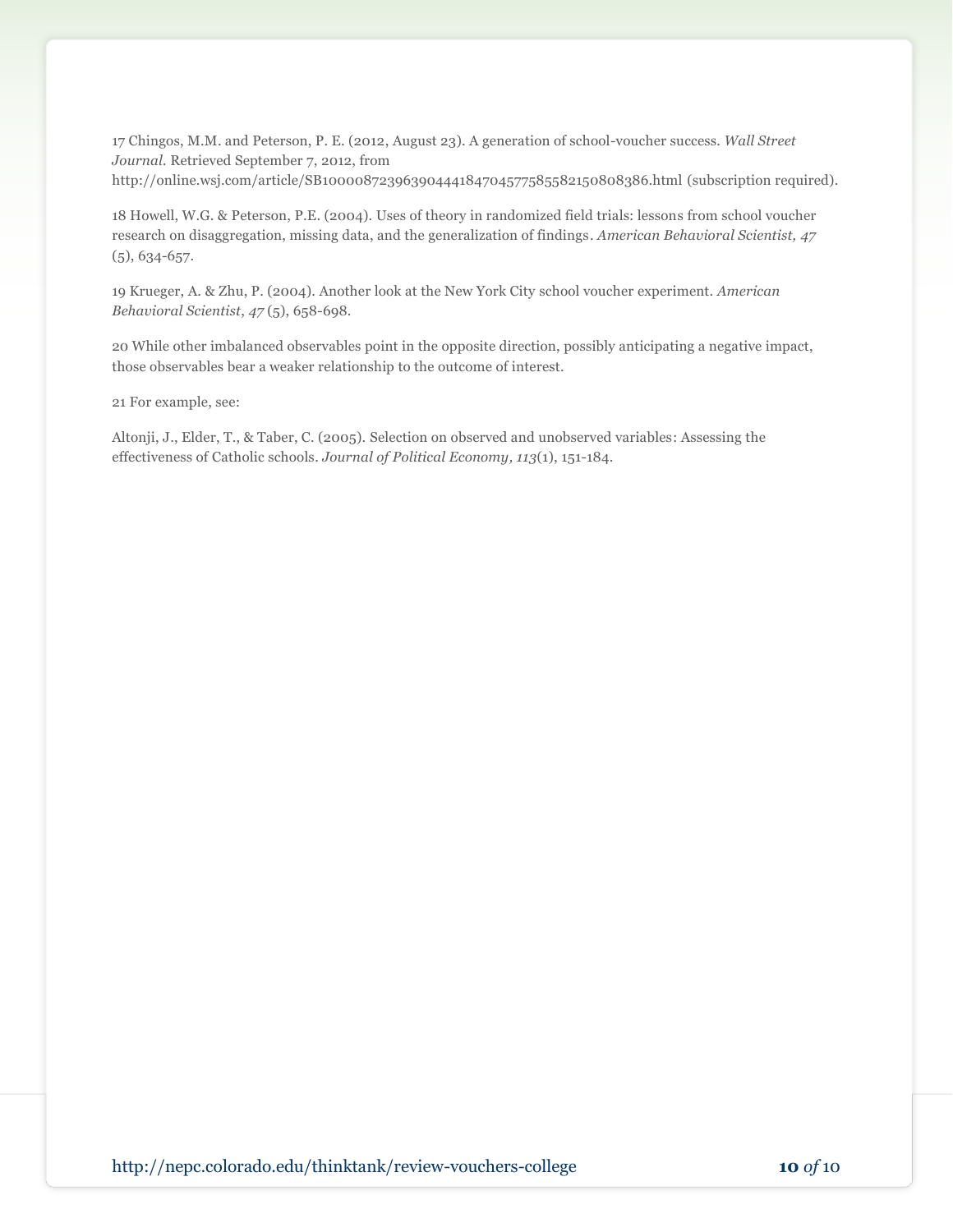17 Chingos, M.M. and Peterson, P. E. (2012, August 23). A generation of school-voucher success. *Wall Street Journal.* Retrieved September 7, 2012, from http://online.wsj.com/article/SB10000872396390444184704577585582150808386.html (subscription required).

18 Howell, W.G. & Peterson, P.E. (2004). Uses of theory in randomized field trials: lessons from school voucher research on disaggregation, missing data, and the generalization of findings. *American Behavioral Scientist, 47* (5), 634-657.

19 Krueger, A. & Zhu, P. (2004). Another look at the New York City school voucher experiment. *American Behavioral Scientist, 47* (5), 658-698.

20 While other imbalanced observables point in the opposite direction, possibly anticipating a negative impact, those observables bear a weaker relationship to the outcome of interest.

21 For example, see:

Altonji, J., Elder, T., & Taber, C. (2005). Selection on observed and unobserved variables: Assessing the effectiveness of Catholic schools. *Journal of Political Economy, 113*(1), 151-184.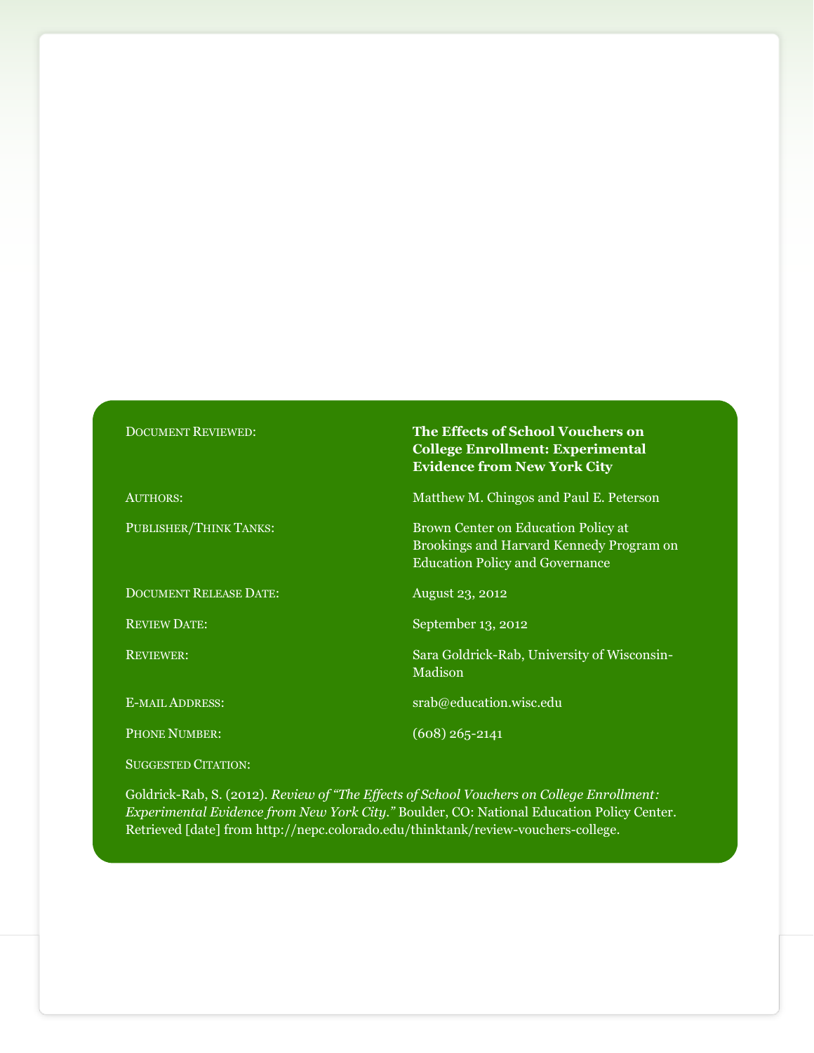| | |
|---|---|
| Document Reviewed: | **The Effects of School Vouchers on College Enrollment: Experimental Evidence from New York City** |
| Authors: | Matthew M. Chingos and Paul E. Peterson |
| Publisher/Think Tanks: | Brown Center on Education Policy at Brookings and Harvard Kennedy Program on Education Policy and Governance |
| Document Release Date: | August 23, 2012 |
| Review Date: | September 13, 2012 |
| Reviewer: | Sara Goldrick-Rab, University of Wisconsin-Madison |
| E-mail Address: | srab@education.wisc.edu |
| Phone Number: | (608) 265-2141 |

Suggested Citation:

Goldrick-Rab, S. (2012). *Review of "The Effects of School Vouchers on College Enrollment: Experimental Evidence from New York City."* Boulder, CO: National Education Policy Center. Retrieved [date] from http://nepc.colorado.edu/thinktank/review-vouchers-college.